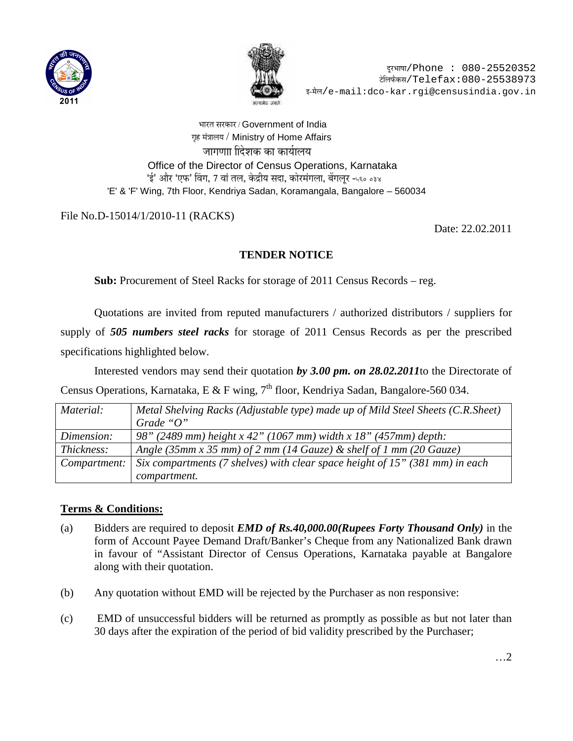दूरभाषा/Phone : 080-25520352
टेलिफैक्स/Telefax:080-25538973
इ-मैल/e-mail:dco-kar.rgi@censusindia.gov.in

भारत सरकार / Government of India
गृह मंत्रालय / Ministry of Home Affairs
जागणाा िदेशक का कार्यालय
Office of the Director of Census Operations, Karnataka
'ई' और 'एफ' विंग, 7 वां तल, केंद्रीय सदा, कोरमंगला, बेंगलूर -५६० ०३४
'E' & 'F' Wing, 7th Floor, Kendriya Sadan, Koramangala, Bangalore – 560034

File No.D-15014/1/2010-11 (RACKS)

Date: 22.02.2011

## TENDER NOTICE

**Sub:** Procurement of Steel Racks for storage of 2011 Census Records – reg.

Quotations are invited from reputed manufacturers / authorized distributors / suppliers for supply of ***505 numbers steel racks*** for storage of 2011 Census Records as per the prescribed specifications highlighted below.

Interested vendors may send their quotation ***by 3.00 pm. on 28.02.2011***to the Directorate of Census Operations, Karnataka, E & F wing, 7th floor, Kendriya Sadan, Bangalore-560 034.

| | |
|---|---|
| *Material:* | *Metal Shelving Racks (Adjustable type) made up of Mild Steel Sheets (C.R.Sheet) Grade "O"* |
| *Dimension:* | *98" (2489 mm) height x 42" (1067 mm) width x 18" (457mm) depth:* |
| *Thickness:* | *Angle (35mm x 35 mm) of 2 mm (14 Gauze) & shelf of 1 mm (20 Gauze)* |
| *Compartment:* | *Six compartments (7 shelves) with clear space height of 15" (381 mm) in each compartment.* |

**Terms & Conditions:**

(a) Bidders are required to deposit ***EMD of Rs.40,000.00(Rupees Forty Thousand Only)*** in the form of Account Payee Demand Draft/Banker's Cheque from any Nationalized Bank drawn in favour of "Assistant Director of Census Operations, Karnataka payable at Bangalore along with their quotation.

(b) Any quotation without EMD will be rejected by the Purchaser as non responsive:

(c) EMD of unsuccessful bidders will be returned as promptly as possible as but not later than 30 days after the expiration of the period of bid validity prescribed by the Purchaser;

…2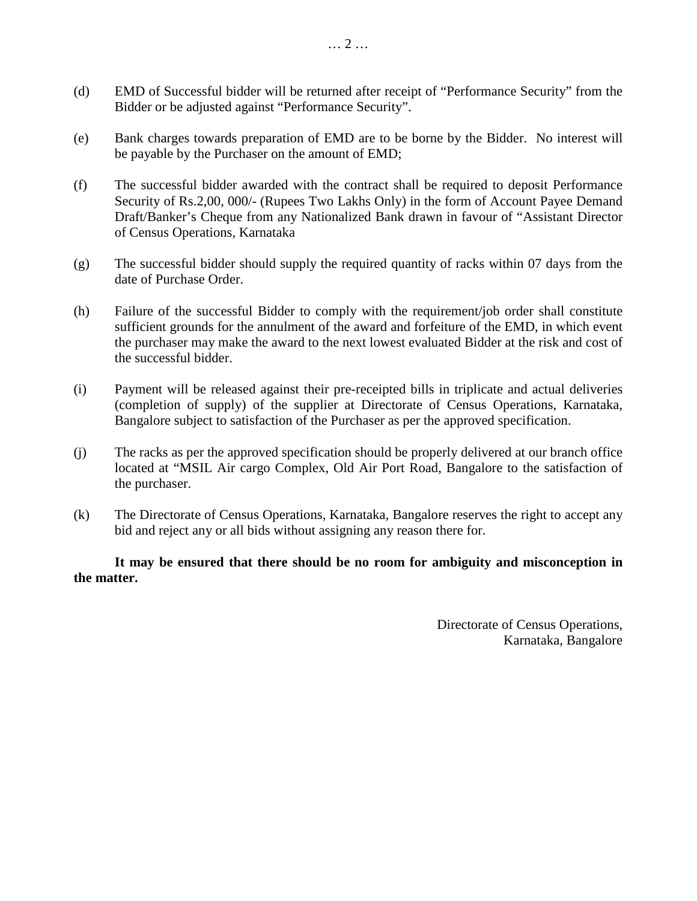(d) EMD of Successful bidder will be returned after receipt of "Performance Security" from the Bidder or be adjusted against "Performance Security".

(e) Bank charges towards preparation of EMD are to be borne by the Bidder. No interest will be payable by the Purchaser on the amount of EMD;

(f) The successful bidder awarded with the contract shall be required to deposit Performance Security of Rs.2,00, 000/- (Rupees Two Lakhs Only) in the form of Account Payee Demand Draft/Banker's Cheque from any Nationalized Bank drawn in favour of "Assistant Director of Census Operations, Karnataka

(g) The successful bidder should supply the required quantity of racks within 07 days from the date of Purchase Order.

(h) Failure of the successful Bidder to comply with the requirement/job order shall constitute sufficient grounds for the annulment of the award and forfeiture of the EMD, in which event the purchaser may make the award to the next lowest evaluated Bidder at the risk and cost of the successful bidder.

(i) Payment will be released against their pre-receipted bills in triplicate and actual deliveries (completion of supply) of the supplier at Directorate of Census Operations, Karnataka, Bangalore subject to satisfaction of the Purchaser as per the approved specification.

(j) The racks as per the approved specification should be properly delivered at our branch office located at "MSIL Air cargo Complex, Old Air Port Road, Bangalore to the satisfaction of the purchaser.

(k) The Directorate of Census Operations, Karnataka, Bangalore reserves the right to accept any bid and reject any or all bids without assigning any reason there for.

**It may be ensured that there should be no room for ambiguity and misconception in the matter.**

Directorate of Census Operations,
Karnataka, Bangalore